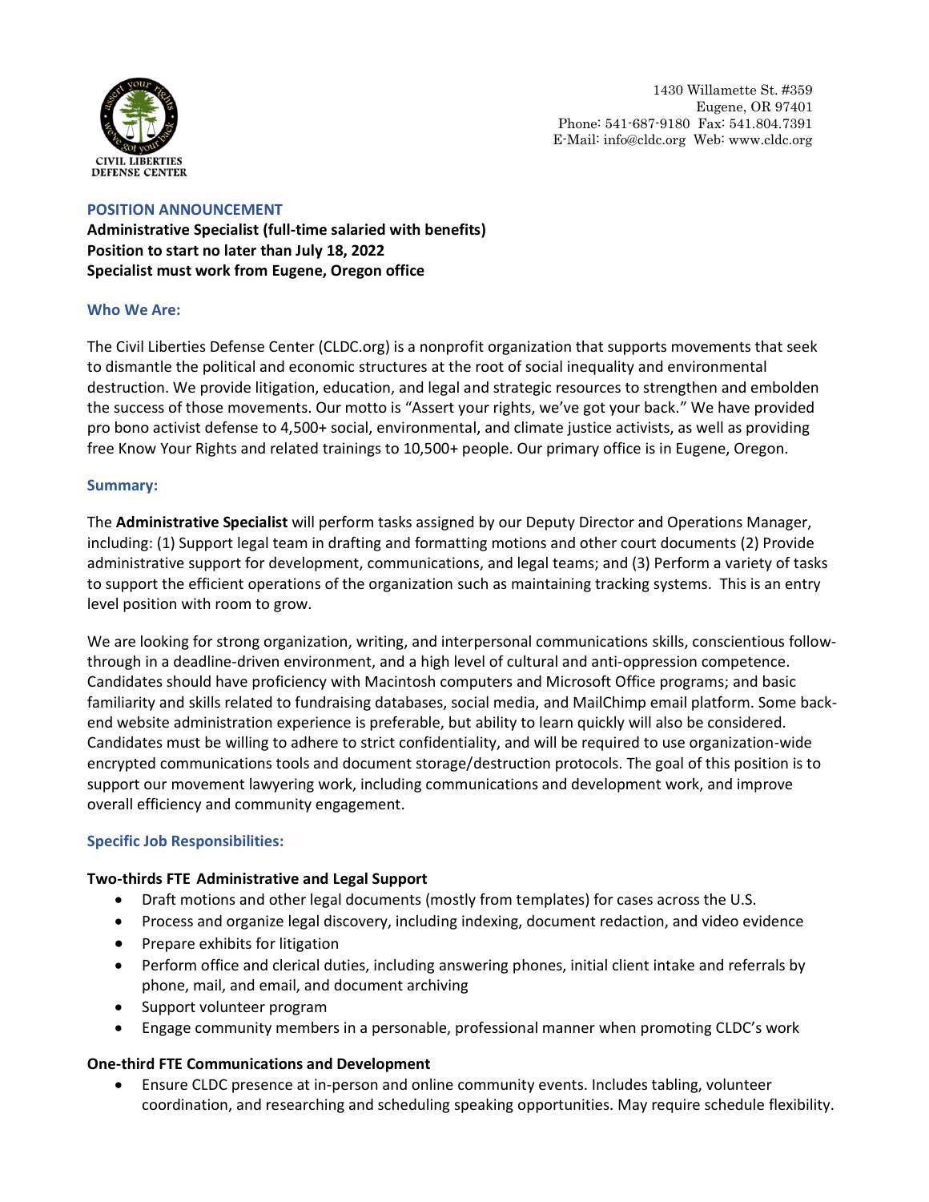CIVIL LIBERTIES DEFENSE CENTER

1430 Willamette St. #359
Eugene, OR 97401
Phone: 541-687-9180 Fax: 541.804.7391
E-Mail: info@cldc.org Web: www.cldc.org

## POSITION ANNOUNCEMENT

**Administrative Specialist (full-time salaried with benefits)**
**Position to start no later than July 18, 2022**
**Specialist must work from Eugene, Oregon office**

### Who We Are:

The Civil Liberties Defense Center (CLDC.org) is a nonprofit organization that supports movements that seek to dismantle the political and economic structures at the root of social inequality and environmental destruction. We provide litigation, education, and legal and strategic resources to strengthen and embolden the success of those movements. Our motto is "Assert your rights, we've got your back." We have provided pro bono activist defense to 4,500+ social, environmental, and climate justice activists, as well as providing free Know Your Rights and related trainings to 10,500+ people. Our primary office is in Eugene, Oregon.

### Summary:

The **Administrative Specialist** will perform tasks assigned by our Deputy Director and Operations Manager, including: (1) Support legal team in drafting and formatting motions and other court documents (2) Provide administrative support for development, communications, and legal teams; and (3) Perform a variety of tasks to support the efficient operations of the organization such as maintaining tracking systems. This is an entry level position with room to grow.

We are looking for strong organization, writing, and interpersonal communications skills, conscientious follow-through in a deadline-driven environment, and a high level of cultural and anti-oppression competence. Candidates should have proficiency with Macintosh computers and Microsoft Office programs; and basic familiarity and skills related to fundraising databases, social media, and MailChimp email platform. Some back-end website administration experience is preferable, but ability to learn quickly will also be considered. Candidates must be willing to adhere to strict confidentiality, and will be required to use organization-wide encrypted communications tools and document storage/destruction protocols. The goal of this position is to support our movement lawyering work, including communications and development work, and improve overall efficiency and community engagement.

### Specific Job Responsibilities:

**Two-thirds FTE Administrative and Legal Support**

- Draft motions and other legal documents (mostly from templates) for cases across the U.S.
- Process and organize legal discovery, including indexing, document redaction, and video evidence
- Prepare exhibits for litigation
- Perform office and clerical duties, including answering phones, initial client intake and referrals by phone, mail, and email, and document archiving
- Support volunteer program
- Engage community members in a personable, professional manner when promoting CLDC's work

**One-third FTE Communications and Development**

- Ensure CLDC presence at in-person and online community events. Includes tabling, volunteer coordination, and researching and scheduling speaking opportunities. May require schedule flexibility.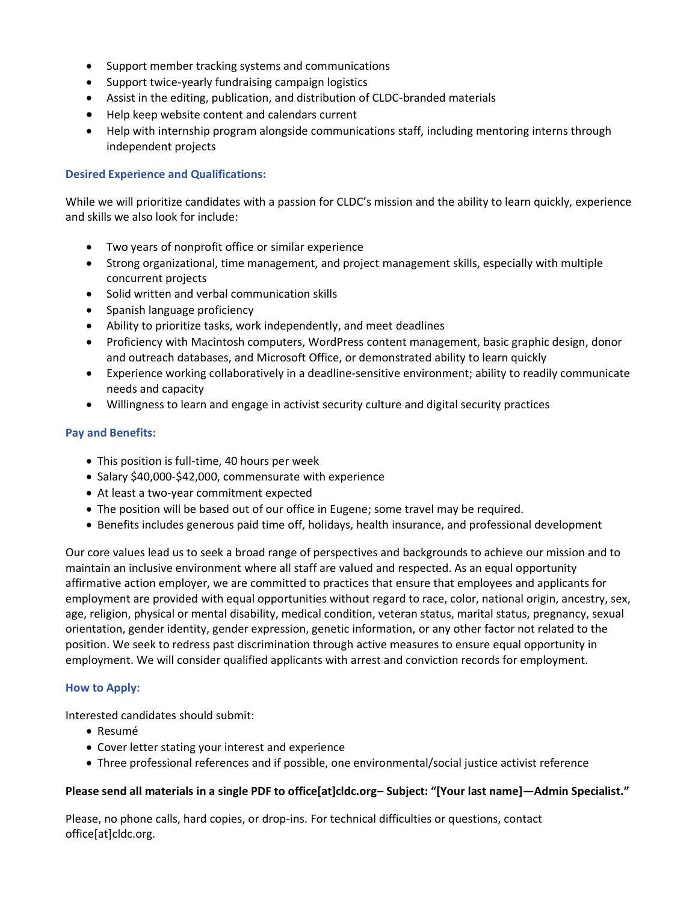- Support member tracking systems and communications
- Support twice-yearly fundraising campaign logistics
- Assist in the editing, publication, and distribution of CLDC-branded materials
- Help keep website content and calendars current
- Help with internship program alongside communications staff, including mentoring interns through independent projects

### Desired Experience and Qualifications:

While we will prioritize candidates with a passion for CLDC's mission and the ability to learn quickly, experience and skills we also look for include:

- Two years of nonprofit office or similar experience
- Strong organizational, time management, and project management skills, especially with multiple concurrent projects
- Solid written and verbal communication skills
- Spanish language proficiency
- Ability to prioritize tasks, work independently, and meet deadlines
- Proficiency with Macintosh computers, WordPress content management, basic graphic design, donor and outreach databases, and Microsoft Office, or demonstrated ability to learn quickly
- Experience working collaboratively in a deadline-sensitive environment; ability to readily communicate needs and capacity
- Willingness to learn and engage in activist security culture and digital security practices

### Pay and Benefits:

- This position is full-time, 40 hours per week
- Salary $40,000-$42,000, commensurate with experience
- At least a two-year commitment expected
- The position will be based out of our office in Eugene; some travel may be required.
- Benefits includes generous paid time off, holidays, health insurance, and professional development

Our core values lead us to seek a broad range of perspectives and backgrounds to achieve our mission and to maintain an inclusive environment where all staff are valued and respected. As an equal opportunity affirmative action employer, we are committed to practices that ensure that employees and applicants for employment are provided with equal opportunities without regard to race, color, national origin, ancestry, sex, age, religion, physical or mental disability, medical condition, veteran status, marital status, pregnancy, sexual orientation, gender identity, gender expression, genetic information, or any other factor not related to the position. We seek to redress past discrimination through active measures to ensure equal opportunity in employment. We will consider qualified applicants with arrest and conviction records for employment.

### How to Apply:

Interested candidates should submit:

- Resumé
- Cover letter stating your interest and experience
- Three professional references and if possible, one environmental/social justice activist reference

**Please send all materials in a single PDF to office[at]cldc.org– Subject: "[Your last name]—Admin Specialist."**

Please, no phone calls, hard copies, or drop-ins. For technical difficulties or questions, contact office[at]cldc.org.